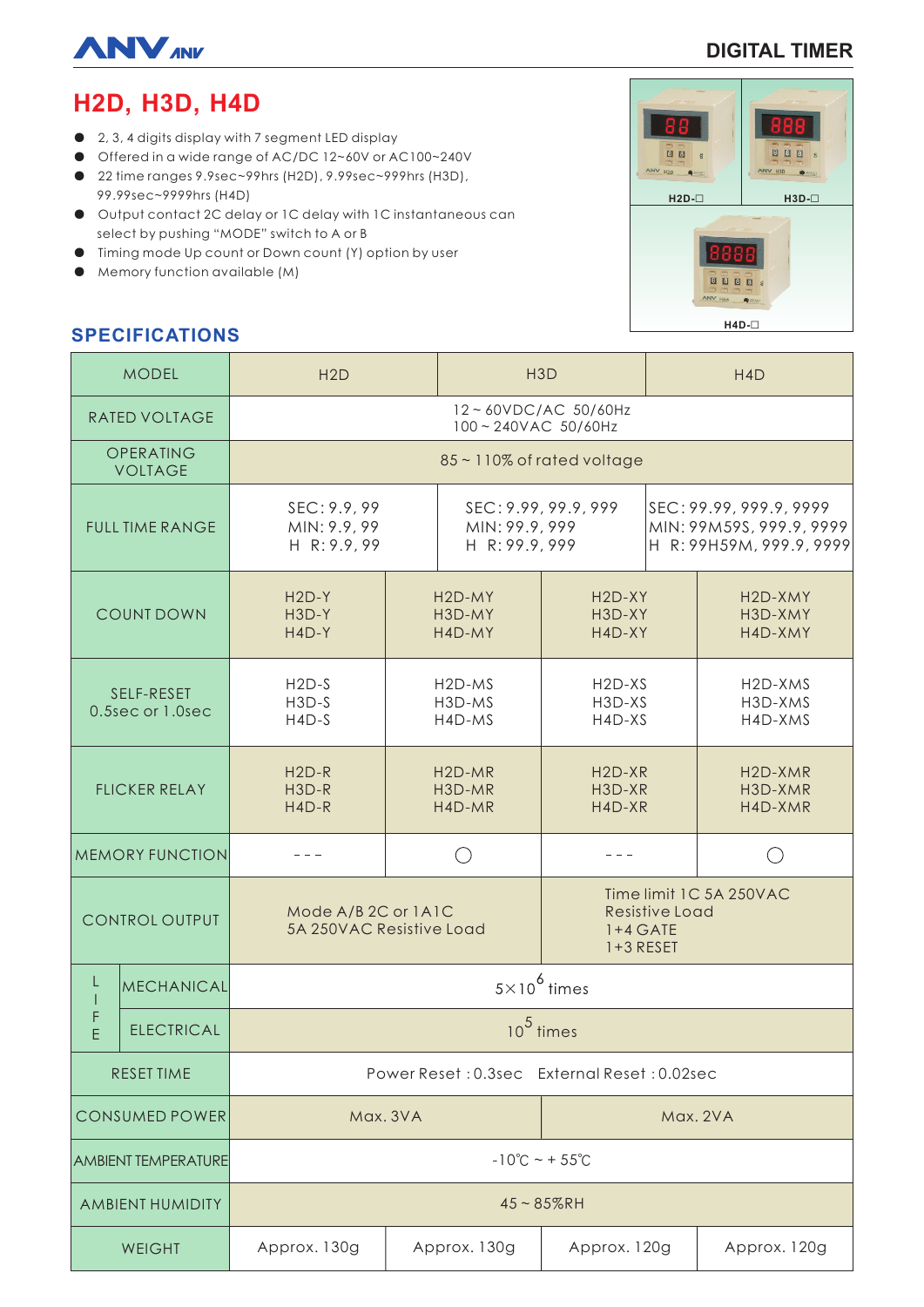# DIGITAL TIMER

## H2D, H3D, H4D

- 2, 3, 4 digits display with 7 segment LED display
- Offered in a wide range of AC/DC 12~60V or AC100~240V
- 22 time ranges 9.9sec~99hrs (H2D), 9.99sec~999hrs (H3D), 99.99sec~9999hrs (H4D)
- Output contact 2C delay or 1C delay with 1C instantaneous can select by pushing "MODE" switch to A or B
- Timing mode Up count or Down count (Y) option by user
- Memory function available (M)

H2D-□ H3D-□ H4D-□

## SPECIFICATIONS

| MODEL | | H2D | | H3D | H4D |
|---|---|---|---|---|---|
| RATED VOLTAGE | | 12 ~ 60VDC/AC 50/60Hz<br>100 ~ 240VAC 50/60Hz | | | |
| OPERATING VOLTAGE | | 85 ~ 110% of rated voltage | | | |
| FULL TIME RANGE | | SEC: 9.9, 99<br>MIN: 9.9, 99<br>H R: 9.9, 99 | | SEC: 9.99, 99.9, 999<br>MIN: 99.9, 999<br>H R: 99.9, 999 | SEC: 99.99, 999.9, 9999<br>MIN: 99M59S, 999.9, 9999<br>H R: 99H59M, 999.9, 9999 |
| COUNT DOWN | | H2D-Y<br>H3D-Y<br>H4D-Y | H2D-MY<br>H3D-MY<br>H4D-MY | H2D-XY<br>H3D-XY<br>H4D-XY | H2D-XMY<br>H3D-XMY<br>H4D-XMY |
| SELF-RESET 0.5sec or 1.0sec | | H2D-S<br>H3D-S<br>H4D-S | H2D-MS<br>H3D-MS<br>H4D-MS | H2D-XS<br>H3D-XS<br>H4D-XS | H2D-XMS<br>H3D-XMS<br>H4D-XMS |
| FLICKER RELAY | | H2D-R<br>H3D-R<br>H4D-R | H2D-MR<br>H3D-MR<br>H4D-MR | H2D-XR<br>H3D-XR<br>H4D-XR | H2D-XMR<br>H3D-XMR<br>H4D-XMR |
| MEMORY FUNCTION | | - - - | ○ | - - - | ○ |
| CONTROL OUTPUT | | Mode A/B 2C or 1A1C<br>5A 250VAC Resistive Load | | Time limit 1C 5A 250VAC<br>Resistive Load<br>1+4 GATE<br>1+3 RESET | |
| LIFE | MECHANICAL | $5 \times 10^6$ times | | | |
| | ELECTRICAL | $10^5$ times | | | |
| RESET TIME | | Power Reset : 0.3sec External Reset : 0.02sec | | | |
| CONSUMED POWER | | Max. 3VA | | Max. 2VA | |
| AMBIENT TEMPERATURE | | -10℃ ~ + 55℃ | | | |
| AMBIENT HUMIDITY | | 45 ~ 85%RH | | | |
| WEIGHT | | Approx. 130g | Approx. 130g | Approx. 120g | Approx. 120g |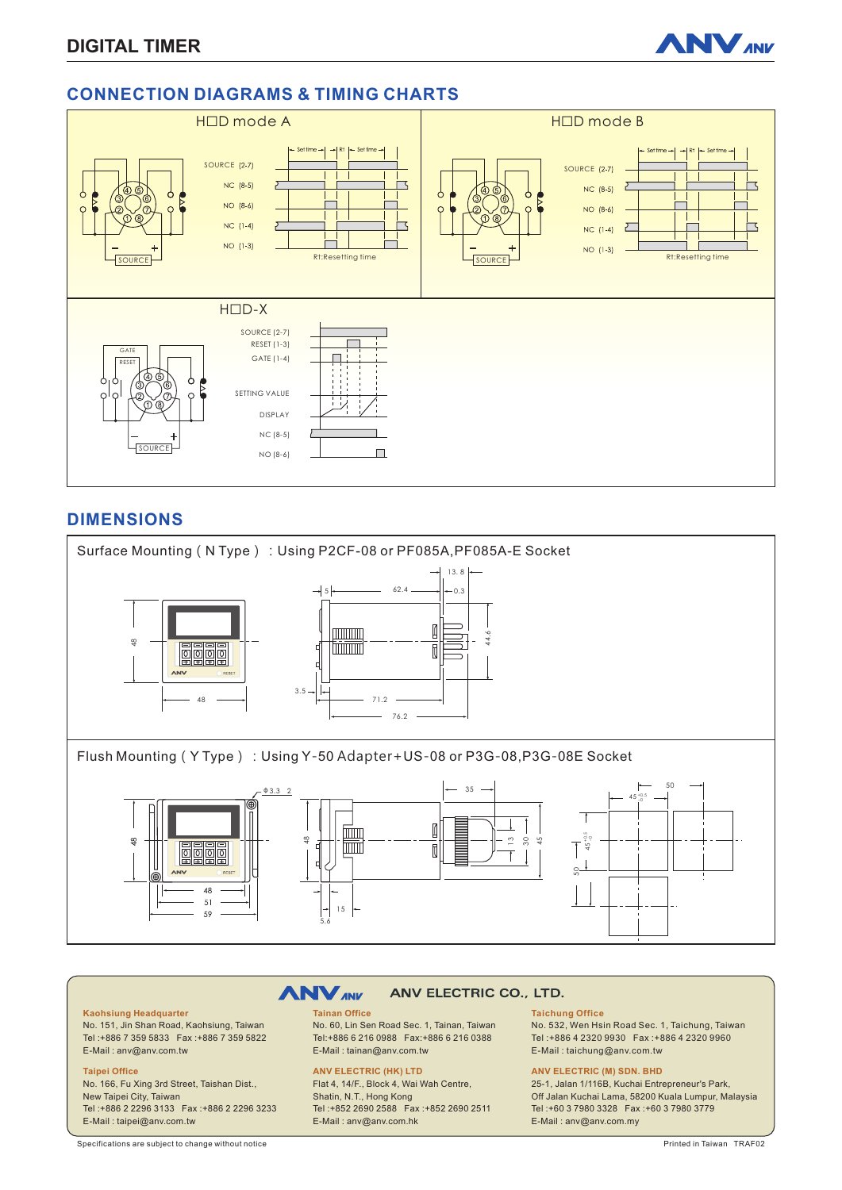## CONNECTION DIAGRAMS & TIMING CHARTS

H□D mode A

Set time | Rt | Set time

SOURCE (2-7)

NC (8-5)

NO (8-6)

NC (1-4)

NO (1-3)

Rt:Resetting time

SOURCE

H□D mode B

Set time | Rt | Set time

SOURCE (2-7)

NC (8-5)

NO (8-6)

NC (1-4)

NO (1-3)

Rt:Resetting time

SOURCE

H□D-X

GATE

RESET

SOURCE

SOURCE (2-7)

RESET (1-3)

GATE (1-4)

SETTING VALUE

DISPLAY

NC (8-5)

NO (8-6)

## DIMENSIONS

Surface Mounting ( N Type ) : Using P2CF-08 or PF085A,PF085A-E Socket

48

48

5

62.4

13.8

0.3

44.6

3.5

71.2

76.2

Flush Mounting ( Y Type ) : Using Y-50 Adapter+US-08 or P3G-08,P3G-08E Socket

Φ3.3 2

48

48

51

59

48

5.6

15

35

13

30

45

50

$45^{+0.5}_{-0}$

$45^{+0.5}_{-0}$

50

---

**ANV ELECTRIC CO., LTD.**

**Kaohsiung Headquarter**
No. 151, Jin Shan Road, Kaohsiung, Taiwan
Tel :+886 7 359 5833 Fax :+886 7 359 5822
E-Mail : anv@anv.com.tw

**Tainan Office**
No. 60, Lin Sen Road Sec. 1, Tainan, Taiwan
Tel:+886 6 216 0988 Fax:+886 6 216 0388
E-Mail : tainan@anv.com.tw

**Taichung Office**
No. 532, Wen Hsin Road Sec. 1, Taichung, Taiwan
Tel :+886 4 2320 9930 Fax :+886 4 2320 9960
E-Mail : taichung@anv.com.tw

**Taipei Office**
No. 166, Fu Xing 3rd Street, Taishan Dist.,
New Taipei City, Taiwan
Tel :+886 2 2296 3133 Fax :+886 2 2296 3233
E-Mail : taipei@anv.com.tw

**ANV ELECTRIC (HK) LTD**
Flat 4, 14/F., Block 4, Wai Wah Centre,
Shatin, N.T., Hong Kong
Tel :+852 2690 2588 Fax :+852 2690 2511
E-Mail : anv@anv.com.hk

**ANV ELECTRIC (M) SDN. BHD**
25-1, Jalan 1/116B, Kuchai Entrepreneur's Park,
Off Jalan Kuchai Lama, 58200 Kuala Lumpur, Malaysia
Tel :+60 3 7980 3328 Fax :+60 3 7980 3779
E-Mail : anv@anv.com.my

Specifications are subject to change without notice

Printed in Taiwan TRAF02